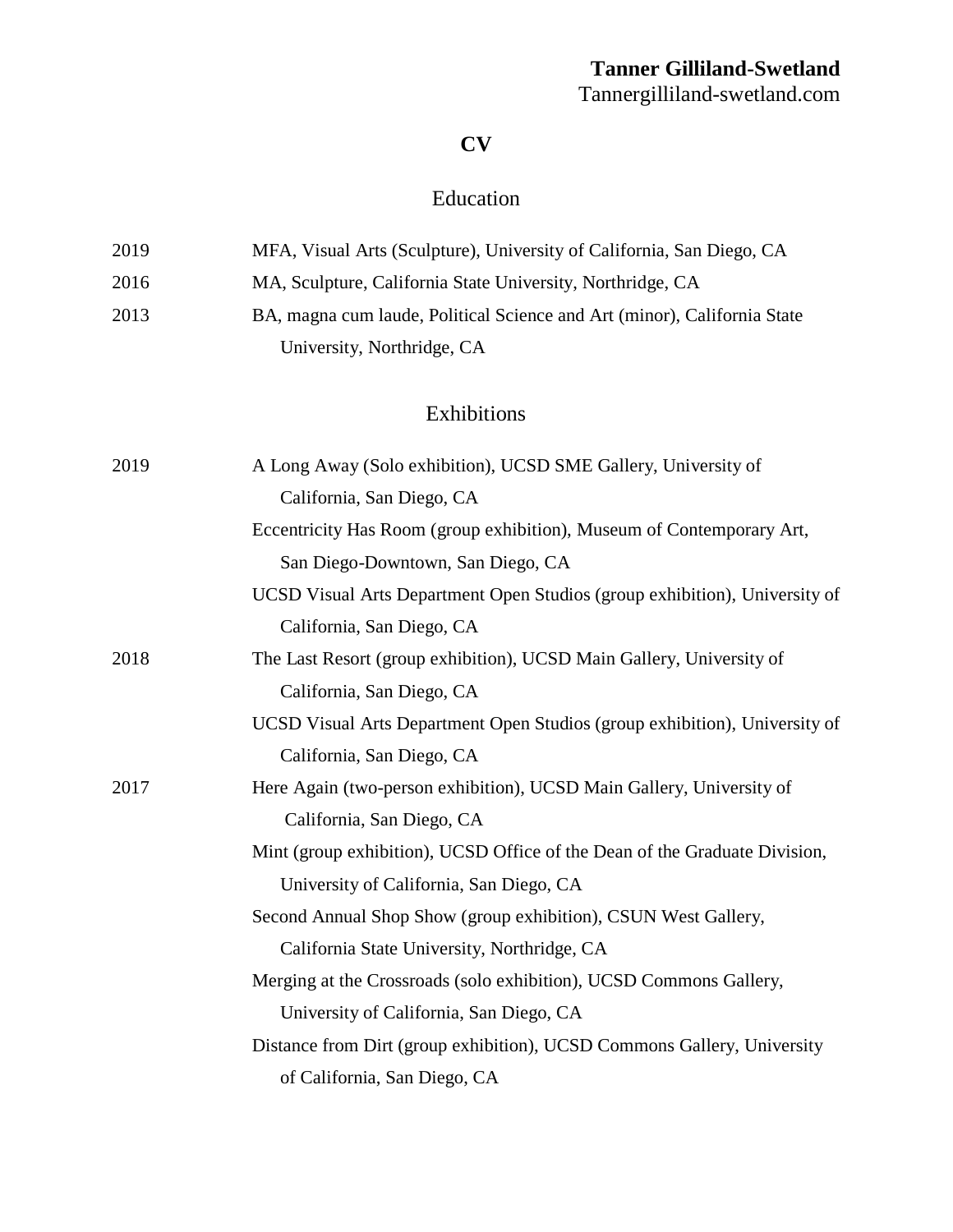**Tanner Gilliland-Swetland**
Tannergilliland-swetland.com

# CV

## Education

2019 MFA, Visual Arts (Sculpture), University of California, San Diego, CA

2016 MA, Sculpture, California State University, Northridge, CA

2013 BA, magna cum laude, Political Science and Art (minor), California State University, Northridge, CA

## Exhibitions

**2019**

A Long Away (Solo exhibition), UCSD SME Gallery, University of California, San Diego, CA

Eccentricity Has Room (group exhibition), Museum of Contemporary Art, San Diego-Downtown, San Diego, CA

UCSD Visual Arts Department Open Studios (group exhibition), University of California, San Diego, CA

**2018**

The Last Resort (group exhibition), UCSD Main Gallery, University of California, San Diego, CA

UCSD Visual Arts Department Open Studios (group exhibition), University of California, San Diego, CA

**2017**

Here Again (two-person exhibition), UCSD Main Gallery, University of California, San Diego, CA

Mint (group exhibition), UCSD Office of the Dean of the Graduate Division, University of California, San Diego, CA

Second Annual Shop Show (group exhibition), CSUN West Gallery, California State University, Northridge, CA

Merging at the Crossroads (solo exhibition), UCSD Commons Gallery, University of California, San Diego, CA

Distance from Dirt (group exhibition), UCSD Commons Gallery, University of California, San Diego, CA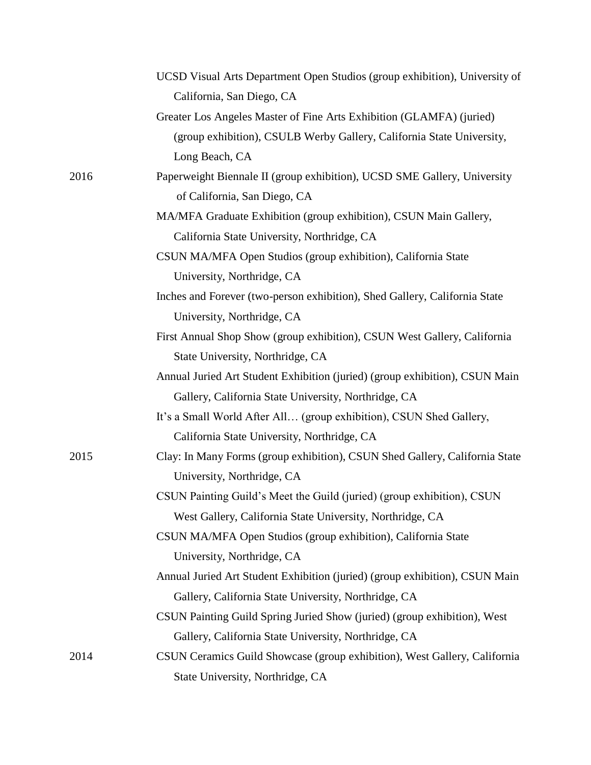UCSD Visual Arts Department Open Studios (group exhibition), University of California, San Diego, CA

Greater Los Angeles Master of Fine Arts Exhibition (GLAMFA) (juried) (group exhibition), CSULB Werby Gallery, California State University, Long Beach, CA

2016 Paperweight Biennale II (group exhibition), UCSD SME Gallery, University of California, San Diego, CA

MA/MFA Graduate Exhibition (group exhibition), CSUN Main Gallery, California State University, Northridge, CA

CSUN MA/MFA Open Studios (group exhibition), California State University, Northridge, CA

Inches and Forever (two-person exhibition), Shed Gallery, California State University, Northridge, CA

First Annual Shop Show (group exhibition), CSUN West Gallery, California State University, Northridge, CA

Annual Juried Art Student Exhibition (juried) (group exhibition), CSUN Main Gallery, California State University, Northridge, CA

It's a Small World After All… (group exhibition), CSUN Shed Gallery, California State University, Northridge, CA

2015 Clay: In Many Forms (group exhibition), CSUN Shed Gallery, California State University, Northridge, CA

CSUN Painting Guild's Meet the Guild (juried) (group exhibition), CSUN West Gallery, California State University, Northridge, CA

CSUN MA/MFA Open Studios (group exhibition), California State University, Northridge, CA

Annual Juried Art Student Exhibition (juried) (group exhibition), CSUN Main Gallery, California State University, Northridge, CA

CSUN Painting Guild Spring Juried Show (juried) (group exhibition), West Gallery, California State University, Northridge, CA

2014 CSUN Ceramics Guild Showcase (group exhibition), West Gallery, California State University, Northridge, CA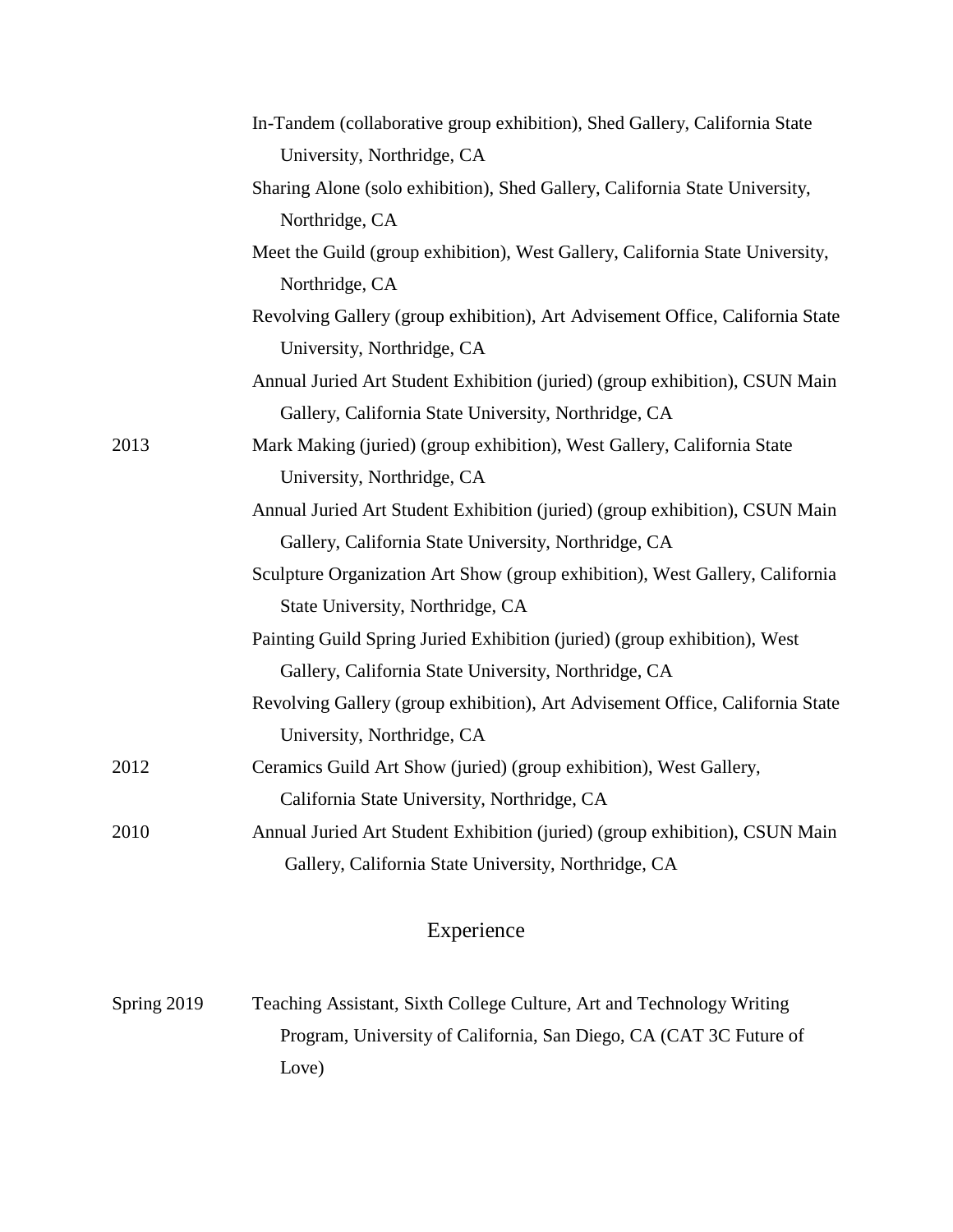| | |
|---|---|
| | In-Tandem (collaborative group exhibition), Shed Gallery, California State University, Northridge, CA |
| | Sharing Alone (solo exhibition), Shed Gallery, California State University, Northridge, CA |
| | Meet the Guild (group exhibition), West Gallery, California State University, Northridge, CA |
| | Revolving Gallery (group exhibition), Art Advisement Office, California State University, Northridge, CA |
| | Annual Juried Art Student Exhibition (juried) (group exhibition), CSUN Main Gallery, California State University, Northridge, CA |
| 2013 | Mark Making (juried) (group exhibition), West Gallery, California State University, Northridge, CA |
| | Annual Juried Art Student Exhibition (juried) (group exhibition), CSUN Main Gallery, California State University, Northridge, CA |
| | Sculpture Organization Art Show (group exhibition), West Gallery, California State University, Northridge, CA |
| | Painting Guild Spring Juried Exhibition (juried) (group exhibition), West Gallery, California State University, Northridge, CA |
| | Revolving Gallery (group exhibition), Art Advisement Office, California State University, Northridge, CA |
| 2012 | Ceramics Guild Art Show (juried) (group exhibition), West Gallery, California State University, Northridge, CA |
| 2010 | Annual Juried Art Student Exhibition (juried) (group exhibition), CSUN Main Gallery, California State University, Northridge, CA |

## Experience

| | |
|---|---|
| Spring 2019 | Teaching Assistant, Sixth College Culture, Art and Technology Writing Program, University of California, San Diego, CA (CAT 3C Future of Love) |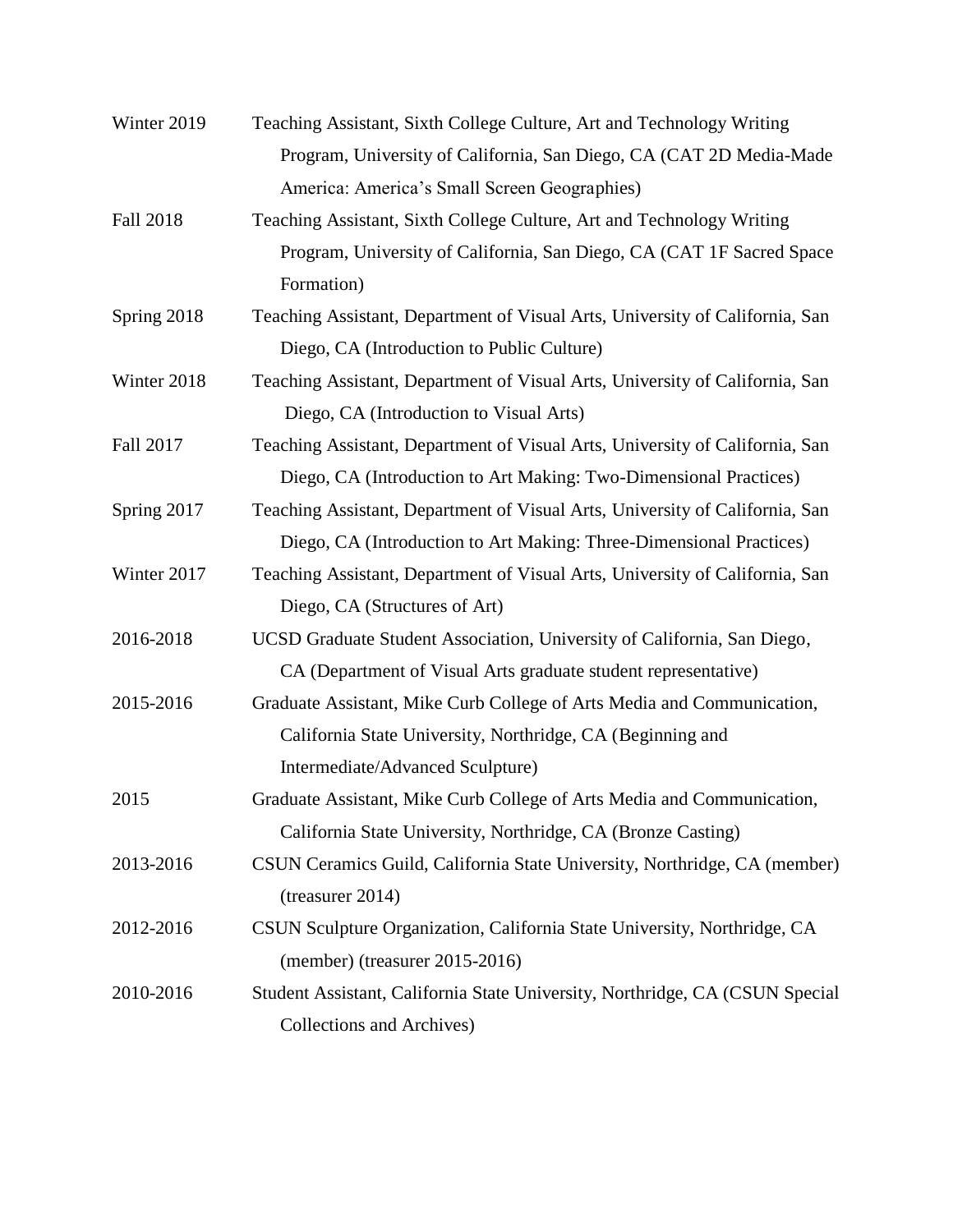Winter 2019 Teaching Assistant, Sixth College Culture, Art and Technology Writing Program, University of California, San Diego, CA (CAT 2D Media-Made America: America's Small Screen Geographies)

Fall 2018 Teaching Assistant, Sixth College Culture, Art and Technology Writing Program, University of California, San Diego, CA (CAT 1F Sacred Space Formation)

Spring 2018 Teaching Assistant, Department of Visual Arts, University of California, San Diego, CA (Introduction to Public Culture)

Winter 2018 Teaching Assistant, Department of Visual Arts, University of California, San Diego, CA (Introduction to Visual Arts)

Fall 2017 Teaching Assistant, Department of Visual Arts, University of California, San Diego, CA (Introduction to Art Making: Two-Dimensional Practices)

Spring 2017 Teaching Assistant, Department of Visual Arts, University of California, San Diego, CA (Introduction to Art Making: Three-Dimensional Practices)

Winter 2017 Teaching Assistant, Department of Visual Arts, University of California, San Diego, CA (Structures of Art)

2016-2018 UCSD Graduate Student Association, University of California, San Diego, CA (Department of Visual Arts graduate student representative)

2015-2016 Graduate Assistant, Mike Curb College of Arts Media and Communication, California State University, Northridge, CA (Beginning and Intermediate/Advanced Sculpture)

2015 Graduate Assistant, Mike Curb College of Arts Media and Communication, California State University, Northridge, CA (Bronze Casting)

2013-2016 CSUN Ceramics Guild, California State University, Northridge, CA (member) (treasurer 2014)

2012-2016 CSUN Sculpture Organization, California State University, Northridge, CA (member) (treasurer 2015-2016)

2010-2016 Student Assistant, California State University, Northridge, CA (CSUN Special Collections and Archives)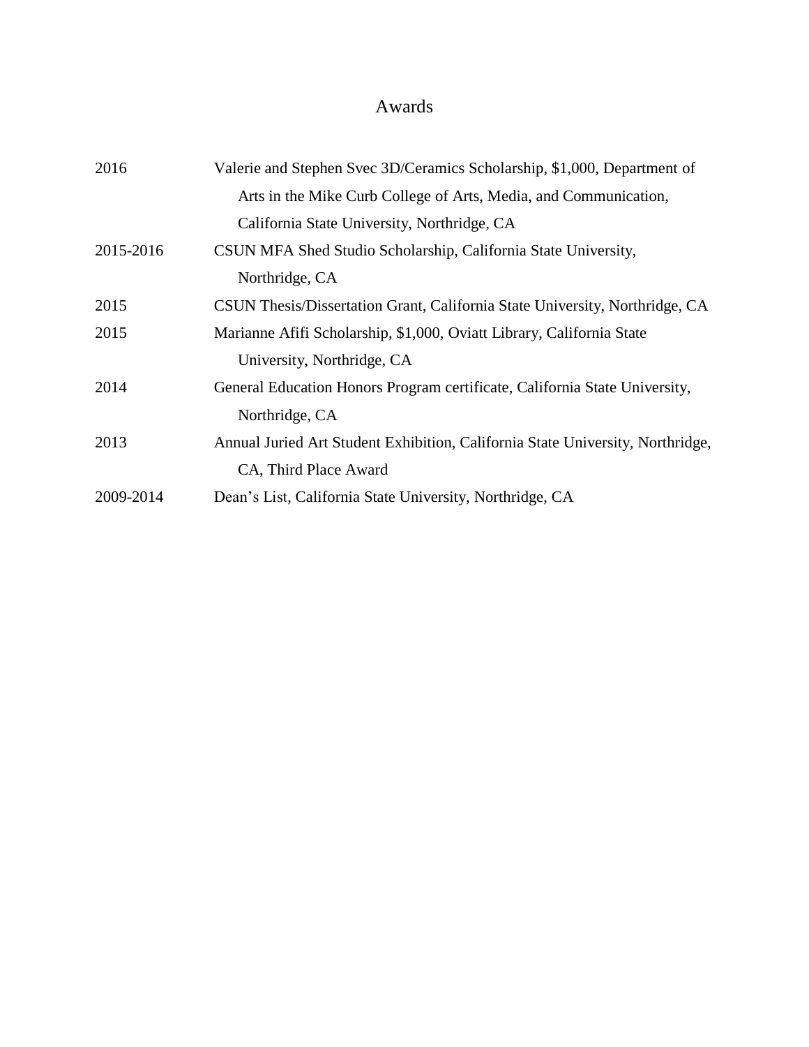# Awards

| | |
|---|---|
| 2016 | Valerie and Stephen Svec 3D/Ceramics Scholarship, $1,000, Department of Arts in the Mike Curb College of Arts, Media, and Communication, California State University, Northridge, CA |
| 2015-2016 | CSUN MFA Shed Studio Scholarship, California State University, Northridge, CA |
| 2015 | CSUN Thesis/Dissertation Grant, California State University, Northridge, CA |
| 2015 | Marianne Afifi Scholarship, $1,000, Oviatt Library, California State University, Northridge, CA |
| 2014 | General Education Honors Program certificate, California State University, Northridge, CA |
| 2013 | Annual Juried Art Student Exhibition, California State University, Northridge, CA, Third Place Award |
| 2009-2014 | Dean's List, California State University, Northridge, CA |